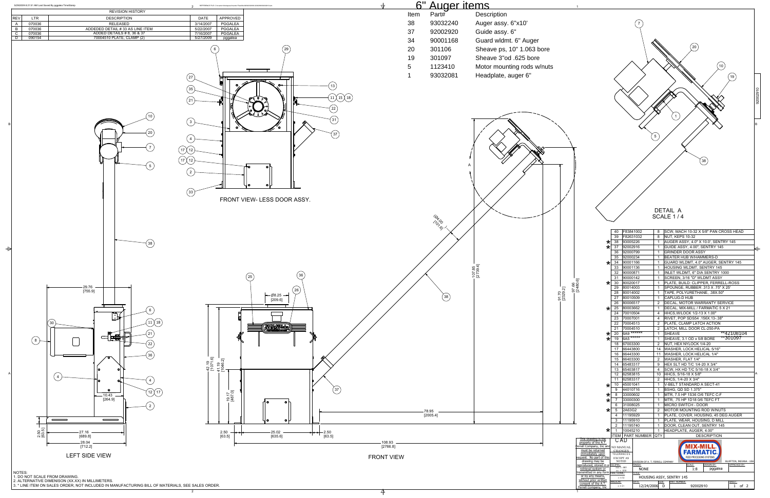## REVISION HISTORY

| REV | LTR | DESCRIPTION | DATE | APPROVED |
|---|---|---|---|---|
| A | 070036 | RELEASED | 3/14/2007 | PGGALEA |
| B | 070036 | ADDEDED DETAIL # 33 AS LINE ITEM | 5/22/2007 | PGGALEA |
| C | 070036 | ADDED DETAILS # 8, 36 & 37 | 7/16/2007 | PGGALEA |
| D | 090154 | 70004510 PLATE, CLAMP (2) | 5/27/2009 | pggalea |

## 6" Auger items

| Item | Part# | Description |
|---|---|---|
| 38 | 93032240 | Auger assy. 6"x10' |
| 37 | 92002920 | Guide assy. 6" |
| 34 | 90001168 | Guard wldmt. 6" Auger |
| 20 | 301106 | Sheave ps, 10" 1.063 bore |
| 19 | 301097 | Sheave 3"od .625 bore |
| 5 | 1123410 | Motor mounting rods w/nuts |
| 1 | 93032081 | Headplate, auger 6" |

FRONT VIEW- LESS DOOR ASSY.

LEFT SIDE VIEW

FRONT VIEW

DETAIL A
SCALE 1 / 4

Dimensions: 29.76 [755.9]; 10.43 [264.9]; 27.16 [689.8]; 28.04 [712.2]; 2.50 [63.5]; Ø8.25 [209.6]; 42.19 [1071.6]; 41.19 [1046.2]; 19.17 [487.0]; 25.02 [635.6]; 2.50 [63.5]; 108.93 [2766.8]; 78.95 [2005.4]; (04.00) [101.6]; 107.85 [2739.4]; 91.70 [2329.2]; 97.66 [2480.6]

| | ITEM | PART NUMBER | QTY | DESCRIPTION |
|---|---|---|---|---|
| | 40 | F83841002 | 8 | SCW, MACH 10-32 X 5/8" PAN CROSS HEAD |
| | 39 | F82631032 | 8 | NUT, KEPS 10-32 |
| * | 38 | 93005226 | 1 | AUGER ASSY, 4.0" X 10.0', SENTRY 145 |
| * | 37 | 92002916 | 1 | GUIDE ASSY, 4.00", SENTRY 145 |
| | 36 | 92000799 | 1 | GRINDER DOOR ASSY |
| | 35 | 92000234 | 1 | BEATER HUB W/HAMMERS-D |
| * | 34 | 90001166 | 1 | GUARD WLDMT, 4.0" AUGER, SENTRY 145 |
| | 33 | 90001136 | 1 | HOUSING WLDMT, SENTRY 145 |
| | 32 | 90000871 | 1 | INLET WLDMT, 6" DIA SENTRY 1000 |
| | 31 | 90000142 | 1 | SCREEN, 3/16 "D" WLDMT ASSY |
| * | 30 | 80020017 | 1 | PLATE, BUILD: CLIPPER, FERRELL-ROSS |
| | 29 | 80014003 | 1 | SPOUNGE, RUBBER .313 X .75" X 25' |
| | 28 | 80014002 | 1 | TAPE, POLYURETHANE, .38X.50" |
| | 27 | 80010509 | 1 | CAPLUG-D HUB |
| | 26 | 80006517 | 2 | DECAL, MOTOR WARRANTY SERVICE |
| * | 25 | 80003662 | 1 | DECAL, MIX-MILL / FARMATIC 5 X 21 |
| | 24 | 70010504 | 4 | HHCS,W/LOCK 1/2-13 X 1.00" |
| | 23 | 70007001 | 4 | RIVET, POP SDS54 .156X.13-.38" |
| | 22 | 70004513 | 2 | PLATE, CLAMP LATCH ACTION |
| | 21 | 70004510 | 2 | LATCH, MILL DOOR CL-250-PA |
| * | 20 | 6A9 ****** | 1 | SHEAVE **42108104 |
| * | 19 | 6A5 ****** | 1 | SHEAVE, 3.1 OD x 5/8 BORE **301097 |
| | 18 | 67003300 | 2 | NUT, HEX NYLOCK 1/4-20 |
| | 17 | 66443800 | 14 | WASHER, LOCK HELICAL 5/16" |
| | 16 | 66443300 | 11 | WASHER, LOCK HELICAL 1/4" |
| | 15 | 66403300 | 2 | WASHER, FLAT 1/4" |
| | 14 | 65483317 | 9 | HEX SLT HD T/C 1/4-20 X 3/4" |
| | 13 | 65403817 | 4 | SCW, HX HD T/C 5/16-18 X 3/4" |
| | 12 | 62583815 | 10 | HHCS, 5/16-18 X 5/8" |
| | 11 | 62583317 | 2 | HHCS, 1/4-20 X 3/4" |
| * | 10 | 45001041 | 1 | V-BELT STANDARD A SECT-41 |
| | 9 | 44010716 | 1 | BSHG, QD SD 1.375" |
| * | 8 | 33006602 | 1 | MTR, 7.5 HP 1S36 O/6 TEFC C-F |
| * | 7 | 33000300 | 1 | MTR, .75 HP 1D18 O/6 TEFC FT |
| | 6 | 31008025 | 1 | MICRO SWITCH - DOOR |
| * | 5 | 2A63G2 | 2 | MOTOR MOUNTING ROD W/NUTS |
| | 4 | 11195929 | 1 | PLATE, COVER, HOUSING, 45 DEG AUGER |
| | 3 | 11195910 | 1 | PLATE, WEAR, HOUSING, D MILL |
| | 2 | 11195740 | 1 | DOOR, CLEAN OUT, SENTRY 145 |
| * | 1 | 10045210 | 1 | HEADPLATE, AUGER, 4.00" |

This drawing is the property of the A.T. Ferrell Company, Inc and must be returned immediately upon request. No part of this drawing may be reproduced, stored in a retrieval system or transmitted in any form or by any means, without prior written consent of the A.T. Ferrell Company, Inc

CAD — NO MANUAL CHANGES

TOLERANCES EXCEPT AS NOTED: DECIMAL: .XX ± .063, .XX ± .016; FRACTIONAL: ± 1/32; ANGULAR: ± 1/2°

MIX-MILL FARMATIC — FEED PROCESSING SYSTEMS — DIVISION OF A. T. FERRELL COMPANY — BLUFFTON, INDIANA - USA

FINISH: NONE | SCALE: 1:8 | DRAWN BY: pggalea | APPROVED BY:

TITLE: HOUSING ASSY, SENTRY 145

DATE: 12/24/2006 | SIZE: D | PART NUMBER: 92002910 | SHEET: 1 of 2

NOTES:
1. DO NOT SCALE FROM DRAWING.
2. ALTERNATIVE DIMENISON (XX.XX) IN MILLIMETERS.
3. * LINE ITEM ON SALES ORDER, NOT INCLUDED IN MANUFACTURING BILL OF MATERIALS, SEE SALES ORDER.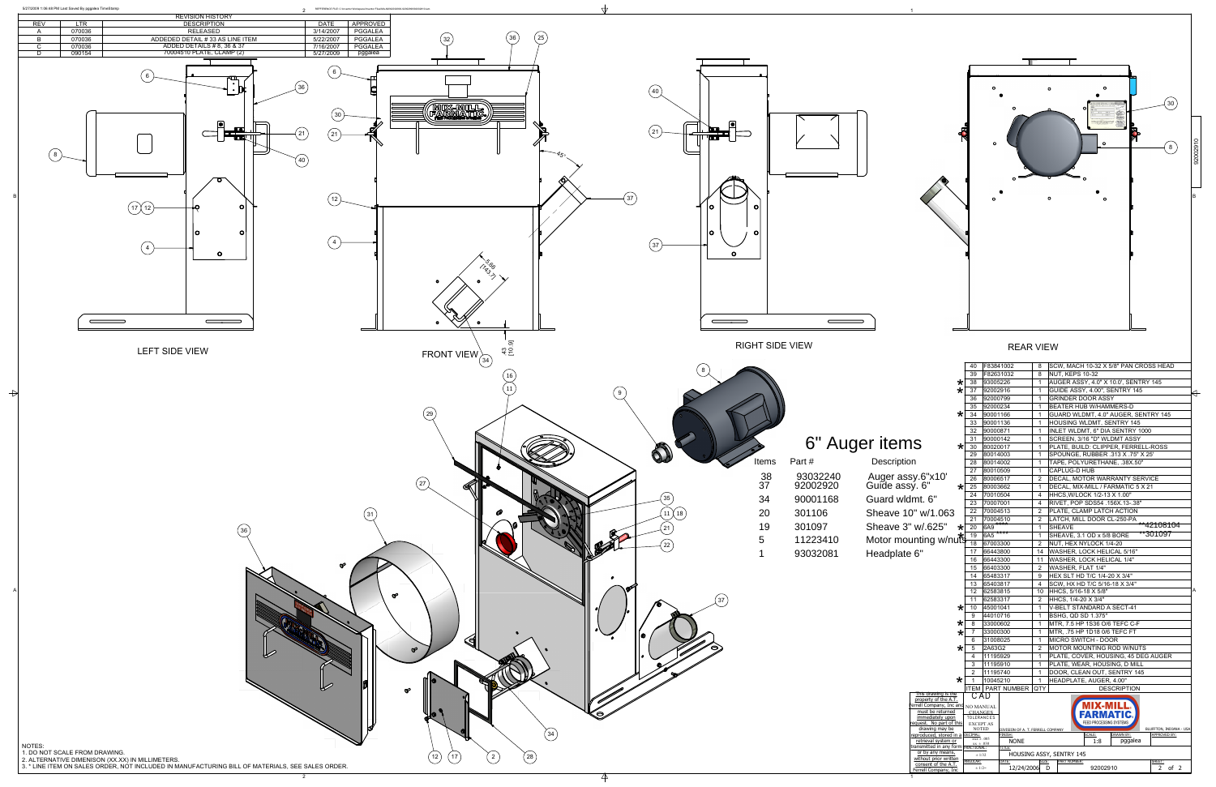| REV | LTR | DESCRIPTION | DATE | APPROVED |
|---|---|---|---|---|
| A | 070036 | RELEASED | 3/14/2007 | PGGALEA |
| B | 070036 | ADDEDED DETAIL # 33 AS LINE ITEM | 5/22/2007 | PGGALEA |
| C | 070036 | ADDED DETAILS # 8, 36 & 37 | 7/16/2007 | PGGALEA |
| D | 090154 | 70004510 PLATE, CLAMP (2) | 5/27/2009 | pggalea |

LEFT SIDE VIEW

FRONT VIEW

RIGHT SIDE VIEW

REAR VIEW

45°

5.88 [143.7]

.43 [10.9]

# 6" Auger items

| Items | Part # | Description |
|---|---|---|
| 38 | 93032240 | Auger assy.6"x10' |
| 37 | 92002920 | Guide assy. 6" |
| 34 | 90001168 | Guard wldmt. 6" |
| 20 | 301106 | Sheave 10" w/1.063 |
| 19 | 301097 | Sheave 3" w/.625" |
| 5 | 11223410 | Motor mounting w/nuts |
| 1 | 93032081 | Headplate 6" |

| ITEM | PART NUMBER | QTY | DESCRIPTION |
|---|---|---|---|
| 40 | F83841002 | 8 | SCW, MACH 10-32 X 5/8" PAN CROSS HEAD |
| 39 | F82631032 | 8 | NUT, KEPS 10-32 |
| * 38 | 93005226 | 1 | AUGER ASSY, 4.0" X 10.0', SENTRY 145 |
| * 37 | 92002916 | 1 | GUIDE ASSY, 4.00", SENTRY 145 |
| 36 | 92000799 | 1 | GRINDER DOOR ASSY |
| 35 | 92000234 | 1 | BEATER HUB W/HAMMERS-D |
| * 34 | 90001166 | 1 | GUARD WLDMT, 4.0" AUGER, SENTRY 145 |
| 33 | 90001136 | 1 | HOUSING WLDMT, SENTRY 145 |
| 32 | 90000871 | 1 | INLET WLDMT, 6" DIA SENTRY 1000 |
| 31 | 90000142 | 1 | SCREEN, 3/16 "D" WLDMT ASSY |
| * 30 | 80020017 | 1 | PLATE, BUILD: CLIPPER, FERRELL-ROSS |
| 29 | 80014003 | 1 | SPOUNGE, RUBBER .313 X .75" X 25' |
| 28 | 80014002 | 1 | TAPE, POLYURETHANE, .38X.50" |
| 27 | 80010509 | 1 | CAPLUG-D HUB |
| 26 | 80006517 | 2 | DECAL, MOTOR WARRANTY SERVICE |
| * 25 | 80003662 | 1 | DECAL, MIX-MILL / FARMATIC 5 X 21 |
| 24 | 70010504 | 4 | HHCS,W/LOCK 1/2-13 X 1.00" |
| 23 | 70007001 | 4 | RIVET, POP SDS54 .156X.13-.38" |
| 22 | 70004513 | 2 | PLATE, CLAMP LATCH ACTION |
| 21 | 70004510 | 2 | LATCH, MILL DOOR CL-250-PA |
| * 20 | 6A9***** | 1 | SHEAVE **42108104 |
| * 19 | 6A5***** | 1 | SHEAVE, 3.1 OD x 5/8 BORE **301097 |
| 18 | 67003300 | 2 | NUT, HEX NYLOCK 1/4-20 |
| 17 | 66443800 | 14 | WASHER, LOCK HELICAL 5/16" |
| 16 | 66443300 | 11 | WASHER, LOCK HELICAL 1/4" |
| 15 | 66403300 | 2 | WASHER, FLAT 1/4" |
| 14 | 65483317 | 9 | HEX SLT HD T/C 1/4-20 X 3/4" |
| 13 | 65403817 | 4 | SCW, HX HD T/C 5/16-18 X 3/4" |
| 12 | 62583815 | 10 | HHCS, 5/16-18 X 5/8" |
| 11 | 62583317 | 2 | HHCS, 1/4-20 X 3/4" |
| * 10 | 45001041 | 1 | V-BELT STANDARD A SECT-41 |
| 9 | 44010716 | 1 | BSHG, QD SD 1.375" |
| * 8 | 33000602 | 1 | MTR, 7.5 HP 1S36 O/6 TEFC C-F |
| * 7 | 33000300 | 1 | MTR, .75 HP 1D18 O/6 TEFC FT |
| 6 | 31008025 | 1 | MICRO SWITCH - DOOR |
| * 5 | 2A63G2 | 2 | MOTOR MOUNTING ROD W/NUTS |
| 4 | 11195929 | 1 | PLATE, COVER, HOUSING, 45 DEG AUGER |
| 3 | 11195910 | 1 | PLATE, WEAR, HOUSING, D MILL |
| 2 | 11195740 | 1 | DOOR, CLEAN OUT, SENTRY 145 |
| * 1 | 10045210 | 1 | HEADPLATE, AUGER, 4.00" |

This drawing is the property of the A.T. Ferrell Company, Inc and must be returned immediately upon request. No part of this drawing may be reproduced, stored in a retrieval system or transmitted in any form or by any means, without prior written consent of the A.T. Ferrell Company, Inc.

CAD — NO MANUAL CHANGES

TOLERANCES EXCEPT AS NOTED: DECIMAL .XXX ± .005, .XX ± .010; FRACTIONAL ± 1/32; ANGULAR ± 1/2°

MIX-MILL FARMATIC — FEED PROCESSING SYSTEMS — DIVISION OF A. T. FERRELL COMPANY — BLUFFTON, INDIANA - USA

FINISH: NONE | SCALE: 1:8 | DRAWN BY: pggalea | APPROVED BY:

TITLE: HOUSING ASSY, SENTRY 145

DATE: 12/24/2006 | SIZE: D | PART NUMBER: 92002910 | SHEET: 2 of 2

NOTES:
1. DO NOT SCALE FROM DRAWING.
2. ALTERNATIVE DIMENSION (XX.XX) IN MILLIMETERS.
3. * LINE ITEM ON SALES ORDER, NOT INCLUDED IN MANUFACTURING BILL OF MATERIALS, SEE SALES ORDER.